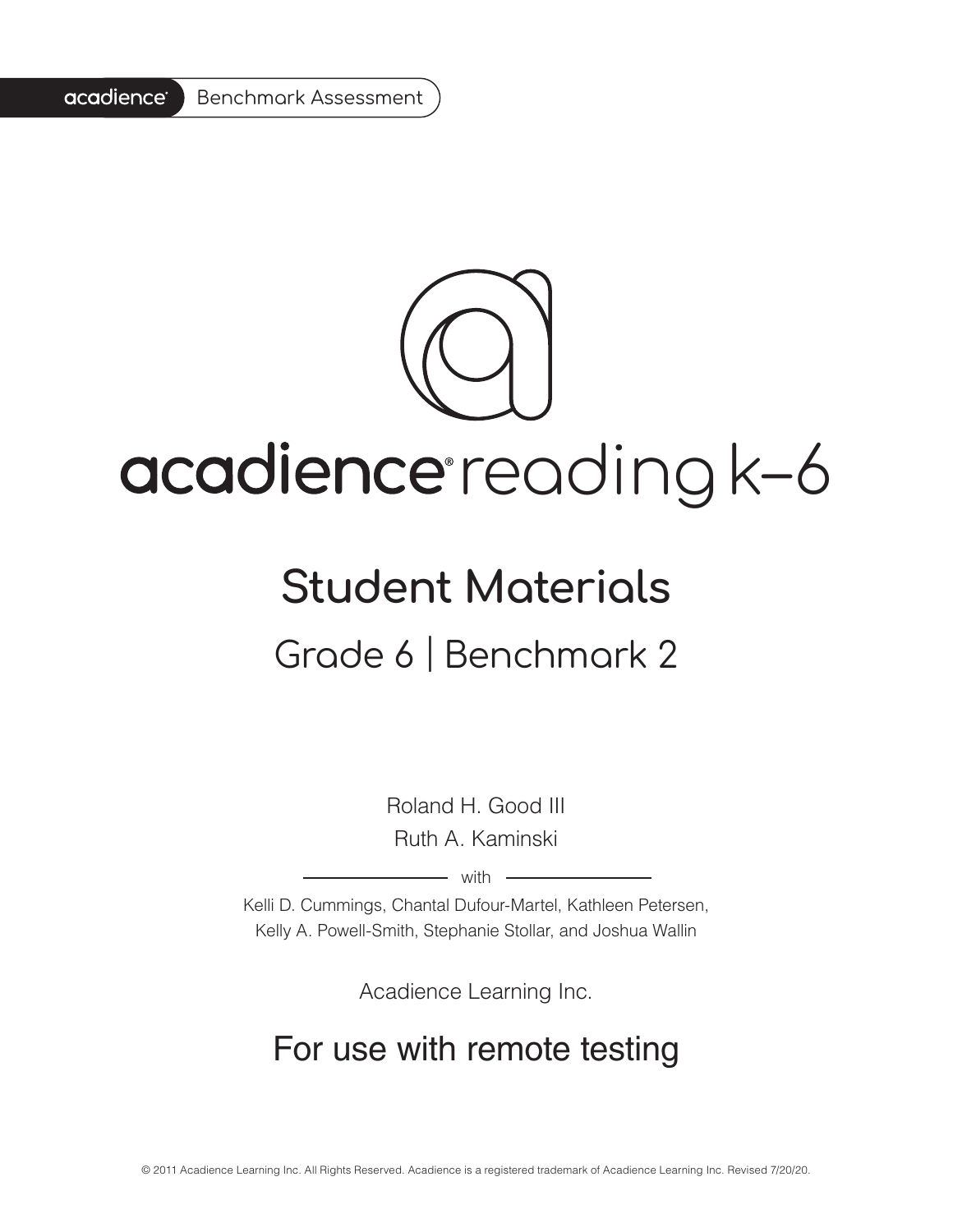acadience® Benchmark Assessment

# acadience® reading k–6

## Student Materials

### Grade 6 | Benchmark 2

Roland H. Good III

Ruth A. Kaminski

with

Kelli D. Cummings, Chantal Dufour-Martel, Kathleen Petersen, Kelly A. Powell-Smith, Stephanie Stollar, and Joshua Wallin

Acadience Learning Inc.

For use with remote testing

© 2011 Acadience Learning Inc. All Rights Reserved. Acadience is a registered trademark of Acadience Learning Inc. Revised 7/20/20.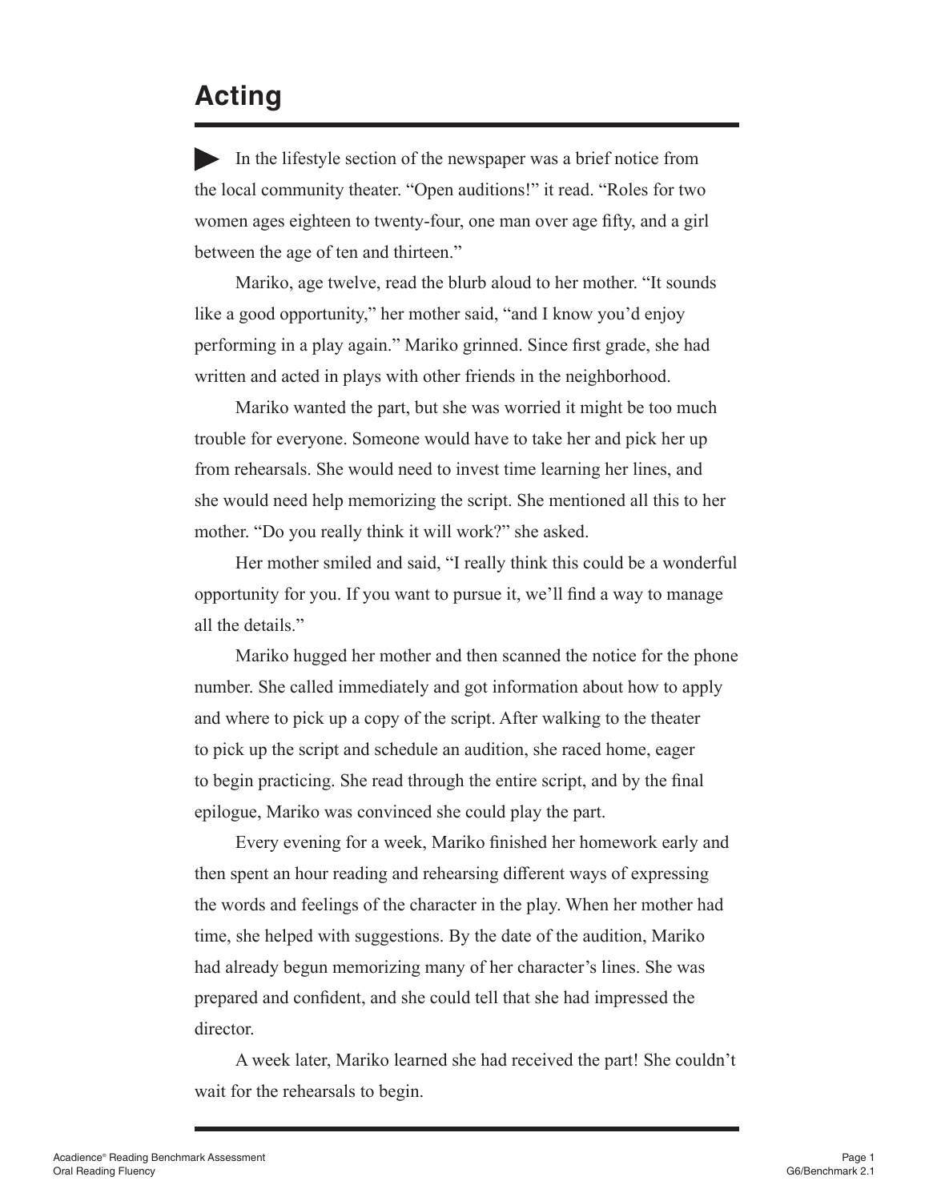# Acting

In the lifestyle section of the newspaper was a brief notice from the local community theater. “Open auditions!” it read. “Roles for two women ages eighteen to twenty-four, one man over age fifty, and a girl between the age of ten and thirteen.”

Mariko, age twelve, read the blurb aloud to her mother. “It sounds like a good opportunity,” her mother said, “and I know you’d enjoy performing in a play again.” Mariko grinned. Since first grade, she had written and acted in plays with other friends in the neighborhood.

Mariko wanted the part, but she was worried it might be too much trouble for everyone. Someone would have to take her and pick her up from rehearsals. She would need to invest time learning her lines, and she would need help memorizing the script. She mentioned all this to her mother. “Do you really think it will work?” she asked.

Her mother smiled and said, “I really think this could be a wonderful opportunity for you. If you want to pursue it, we’ll find a way to manage all the details.”

Mariko hugged her mother and then scanned the notice for the phone number. She called immediately and got information about how to apply and where to pick up a copy of the script. After walking to the theater to pick up the script and schedule an audition, she raced home, eager to begin practicing. She read through the entire script, and by the final epilogue, Mariko was convinced she could play the part.

Every evening for a week, Mariko finished her homework early and then spent an hour reading and rehearsing different ways of expressing the words and feelings of the character in the play. When her mother had time, she helped with suggestions. By the date of the audition, Mariko had already begun memorizing many of her character’s lines. She was prepared and confident, and she could tell that she had impressed the director.

A week later, Mariko learned she had received the part! She couldn’t wait for the rehearsals to begin.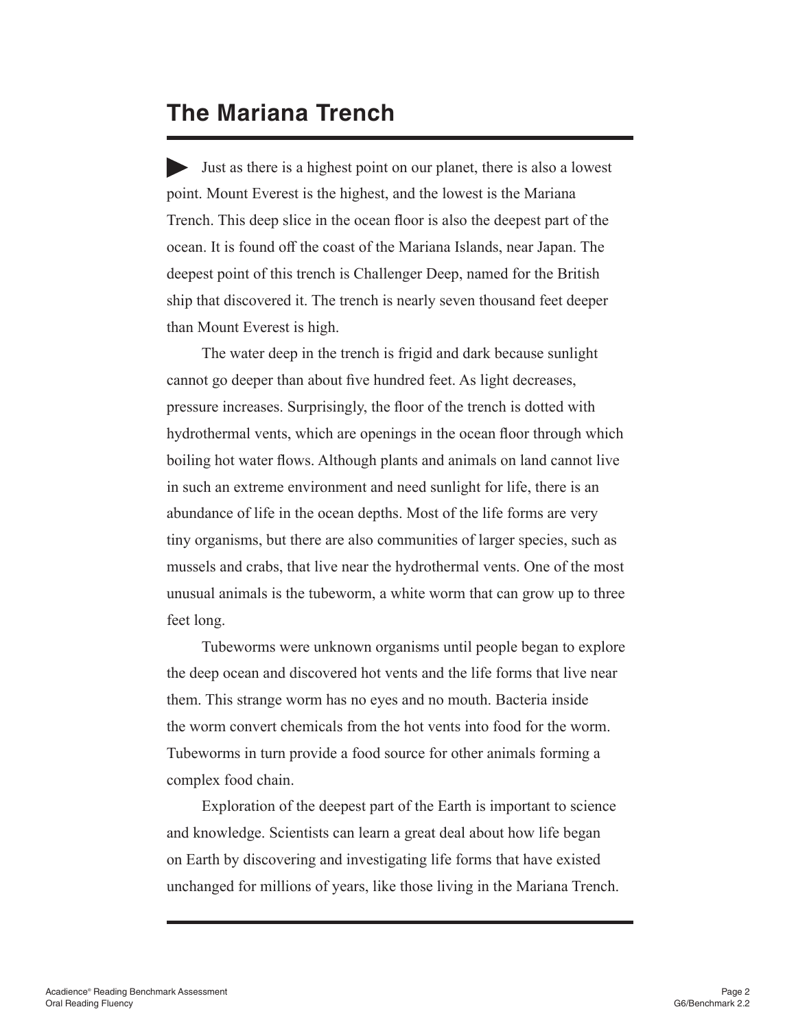# The Mariana Trench

Just as there is a highest point on our planet, there is also a lowest point. Mount Everest is the highest, and the lowest is the Mariana Trench. This deep slice in the ocean floor is also the deepest part of the ocean. It is found off the coast of the Mariana Islands, near Japan. The deepest point of this trench is Challenger Deep, named for the British ship that discovered it. The trench is nearly seven thousand feet deeper than Mount Everest is high.

The water deep in the trench is frigid and dark because sunlight cannot go deeper than about five hundred feet. As light decreases, pressure increases. Surprisingly, the floor of the trench is dotted with hydrothermal vents, which are openings in the ocean floor through which boiling hot water flows. Although plants and animals on land cannot live in such an extreme environment and need sunlight for life, there is an abundance of life in the ocean depths. Most of the life forms are very tiny organisms, but there are also communities of larger species, such as mussels and crabs, that live near the hydrothermal vents. One of the most unusual animals is the tubeworm, a white worm that can grow up to three feet long.

Tubeworms were unknown organisms until people began to explore the deep ocean and discovered hot vents and the life forms that live near them. This strange worm has no eyes and no mouth. Bacteria inside the worm convert chemicals from the hot vents into food for the worm. Tubeworms in turn provide a food source for other animals forming a complex food chain.

Exploration of the deepest part of the Earth is important to science and knowledge. Scientists can learn a great deal about how life began on Earth by discovering and investigating life forms that have existed unchanged for millions of years, like those living in the Mariana Trench.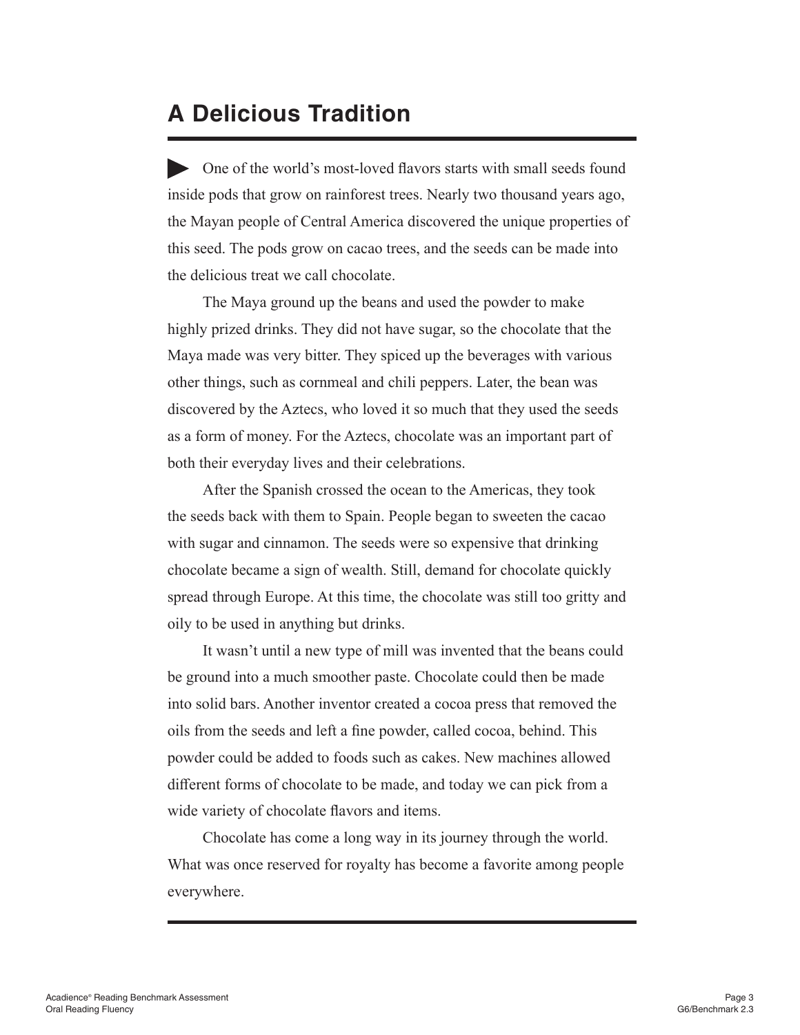# A Delicious Tradition

One of the world's most-loved flavors starts with small seeds found inside pods that grow on rainforest trees. Nearly two thousand years ago, the Mayan people of Central America discovered the unique properties of this seed. The pods grow on cacao trees, and the seeds can be made into the delicious treat we call chocolate.

The Maya ground up the beans and used the powder to make highly prized drinks. They did not have sugar, so the chocolate that the Maya made was very bitter. They spiced up the beverages with various other things, such as cornmeal and chili peppers. Later, the bean was discovered by the Aztecs, who loved it so much that they used the seeds as a form of money. For the Aztecs, chocolate was an important part of both their everyday lives and their celebrations.

After the Spanish crossed the ocean to the Americas, they took the seeds back with them to Spain. People began to sweeten the cacao with sugar and cinnamon. The seeds were so expensive that drinking chocolate became a sign of wealth. Still, demand for chocolate quickly spread through Europe. At this time, the chocolate was still too gritty and oily to be used in anything but drinks.

It wasn't until a new type of mill was invented that the beans could be ground into a much smoother paste. Chocolate could then be made into solid bars. Another inventor created a cocoa press that removed the oils from the seeds and left a fine powder, called cocoa, behind. This powder could be added to foods such as cakes. New machines allowed different forms of chocolate to be made, and today we can pick from a wide variety of chocolate flavors and items.

Chocolate has come a long way in its journey through the world. What was once reserved for royalty has become a favorite among people everywhere.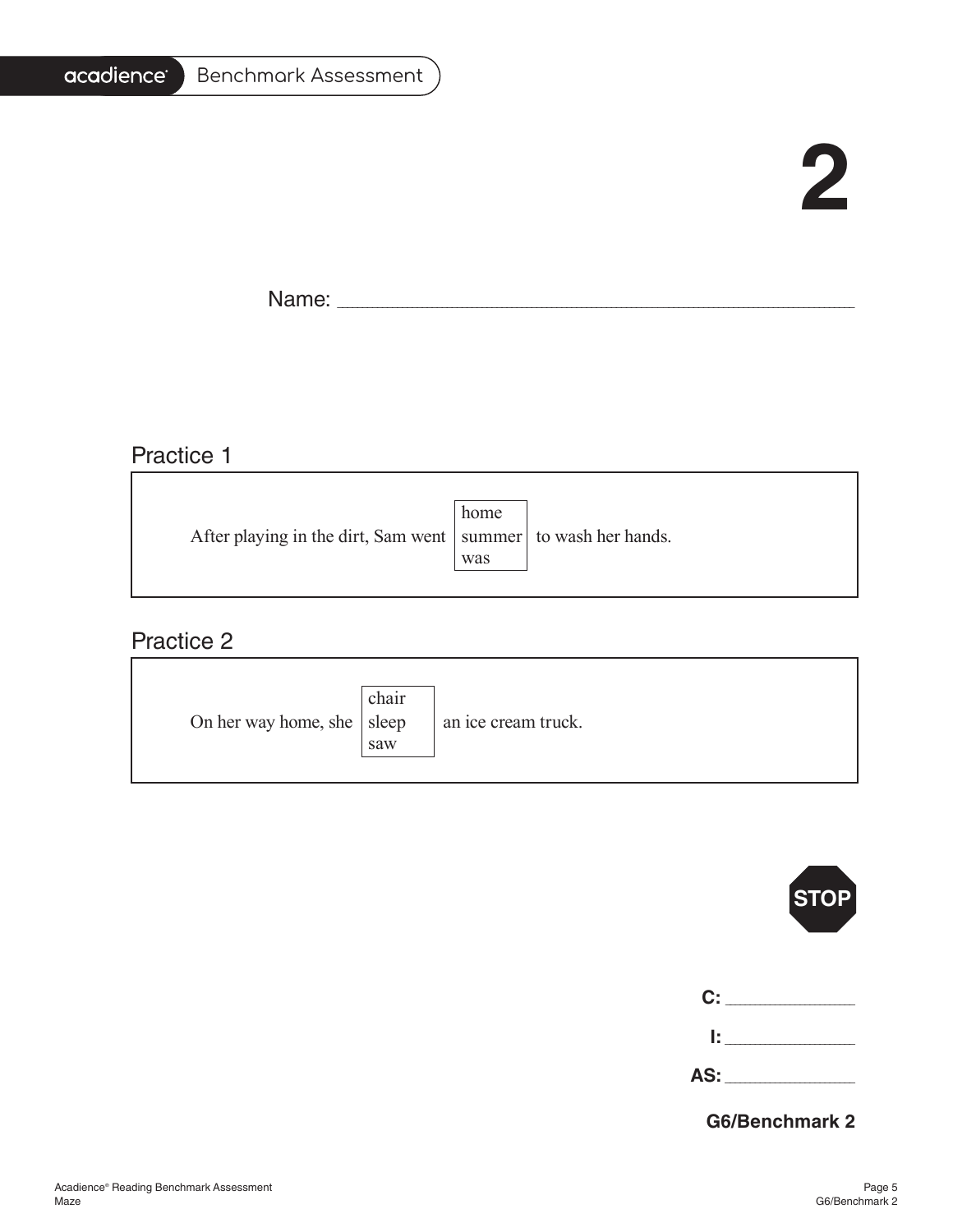acadience Benchmark Assessment

# 2

Name: ____________________________________________

## Practice 1

After playing in the dirt, Sam went [home / summer / was] to wash her hands.

## Practice 2

On her way home, she [chair / sleep / saw] an ice cream truck.

STOP

**C:** ______________

**I:** ______________

**AS:** ______________

**G6/Benchmark 2**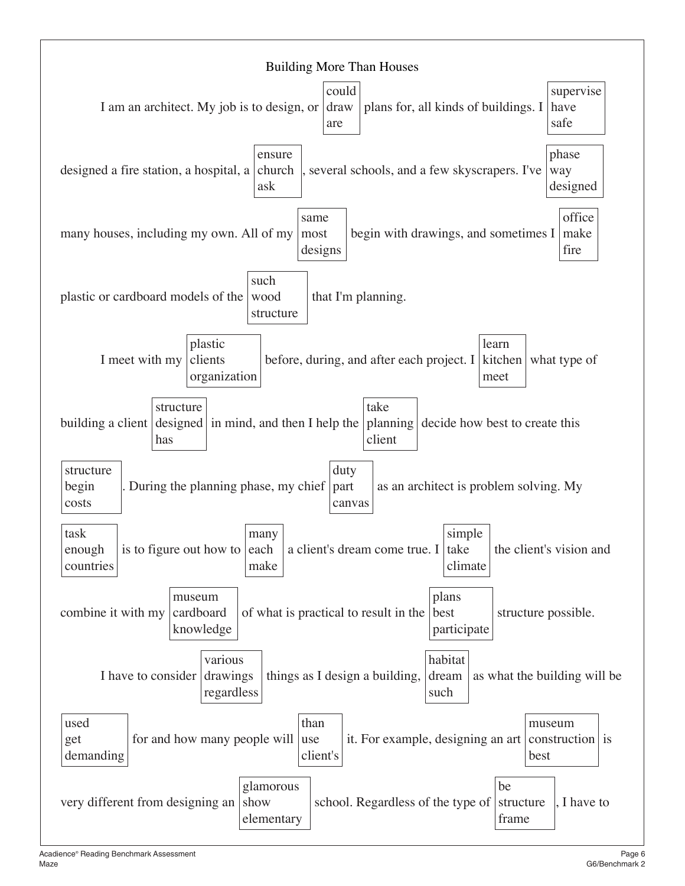# Building More Than Houses

I am an architect. My job is to design, or [could / draw / are] plans for, all kinds of buildings. I [supervise / have / safe] designed a fire station, a hospital, a [ensure / church / ask], several schools, and a few skyscrapers. I've [phase / way / designed] many houses, including my own. All of my [same / most / designs] begin with drawings, and sometimes I [office / make / fire] plastic or cardboard models of the [such / wood / structure] that I'm planning.

I meet with my [plastic / clients / organization] before, during, and after each project. I [learn / kitchen / meet] what type of building a client [structure / designed / has] in mind, and then I help the [take / planning / client] decide how best to create this [structure / begin / costs]. During the planning phase, my chief [duty / part / canvas] as an architect is problem solving. My [task / enough / countries] is to figure out how to [many / each / make] a client's dream come true. I [simple / take / climate] the client's vision and combine it with my [museum / cardboard / knowledge] of what is practical to result in the [plans / best / participate] structure possible.

I have to consider [various / drawings / regardless] things as I design a building, [habitat / dream / such] as what the building will be [used / get / demanding] for and how many people will [than / use / client's] it. For example, designing an art [museum / construction / best] is very different from designing an [glamorous / show / elementary] school. Regardless of the type of [be / structure / frame], I have to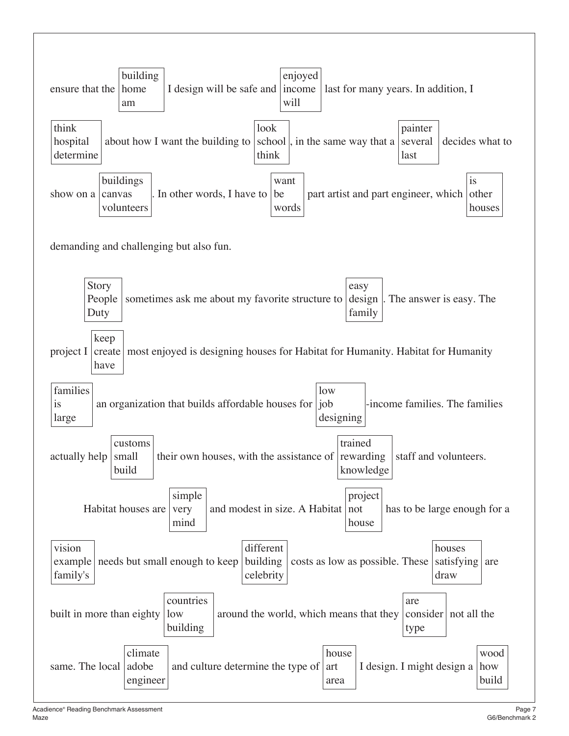ensure that the [building / home / am] I design will be safe and [enjoyed / income / will] last for many years. In addition, I [think / hospital / determine] about how I want the building to [look / school / think], in the same way that a [painter / several / last] decides what to show on a [buildings / canvas / volunteers]. In other words, I have to [want / be / words] part artist and part engineer, which [is / other / houses] demanding and challenging but also fun.

[Story / People / Duty] sometimes ask me about my favorite structure to [easy / design / family]. The answer is easy. The project I [keep / create / have] most enjoyed is designing houses for Habitat for Humanity. Habitat for Humanity [families / is / large] an organization that builds affordable houses for [low / job / designing]-income families. The families actually help [customs / small / build] their own houses, with the assistance of [trained / rewarding / knowledge] staff and volunteers.

Habitat houses are [simple / very / mind] and modest in size. A Habitat [project / not / house] has to be large enough for a [vision / example / family's] needs but small enough to keep [different / building / celebrity] costs as low as possible. These [houses / satisfying / draw] are built in more than eighty [countries / low / building] around the world, which means that they [are / consider / type] not all the same. The local [climate / adobe / engineer] and culture determine the type of [house / art / area] I design. I might design a [wood / how / build]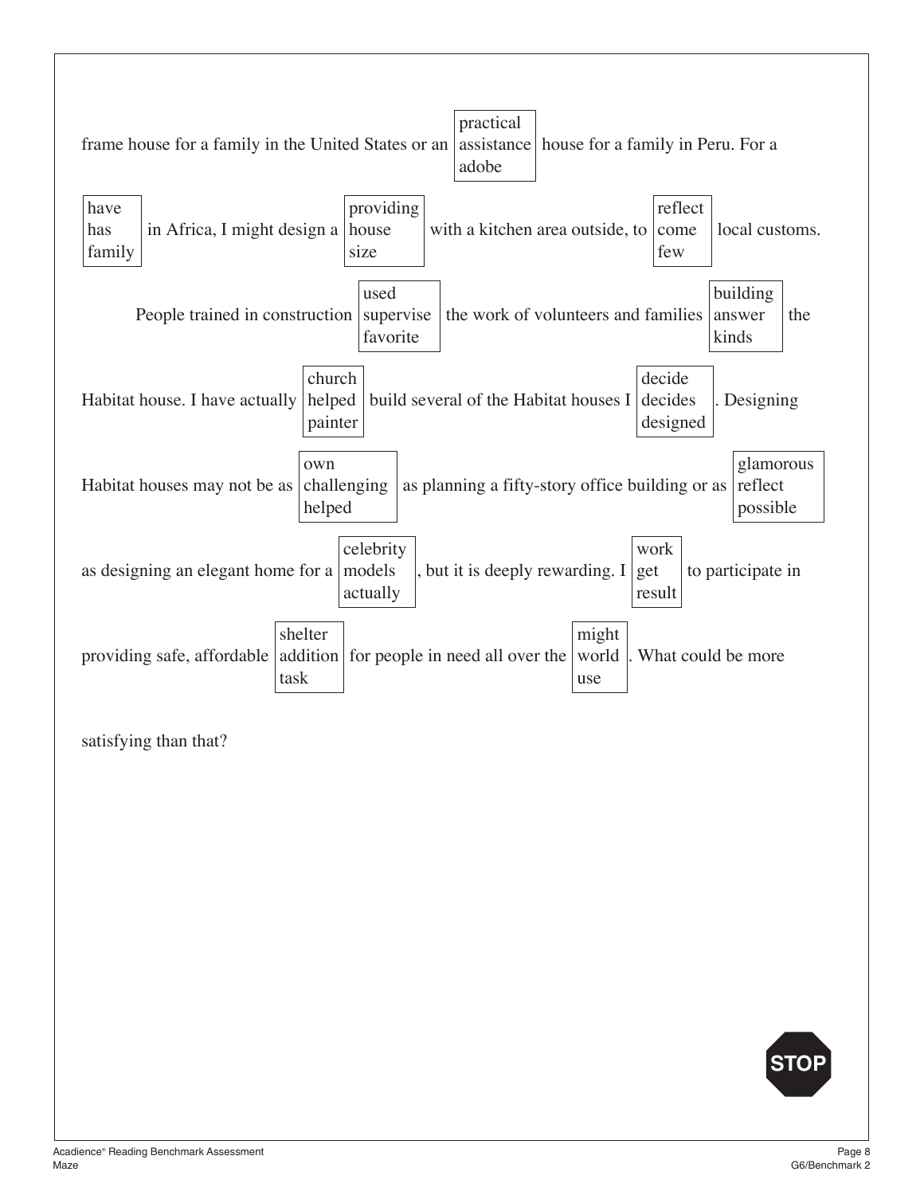frame house for a family in the United States or an [practical / assistance / adobe] house for a family in Peru. For a [have / has / family] in Africa, I might design a [providing / house / size] with a kitchen area outside, to [reflect / come / few] local customs.

People trained in construction [used / supervise / favorite] the work of volunteers and families [building / answer / kinds] the Habitat house. I have actually [church / helped / painter] build several of the Habitat houses I [decide / decides / designed]. Designing Habitat houses may not be as [own / challenging / helped] as planning a fifty-story office building or as [glamorous / reflect / possible] as designing an elegant home for a [celebrity / models / actually], but it is deeply rewarding. I [work / get / result] to participate in providing safe, affordable [shelter / addition / task] for people in need all over the [might / world / use]. What could be more satisfying than that?

STOP